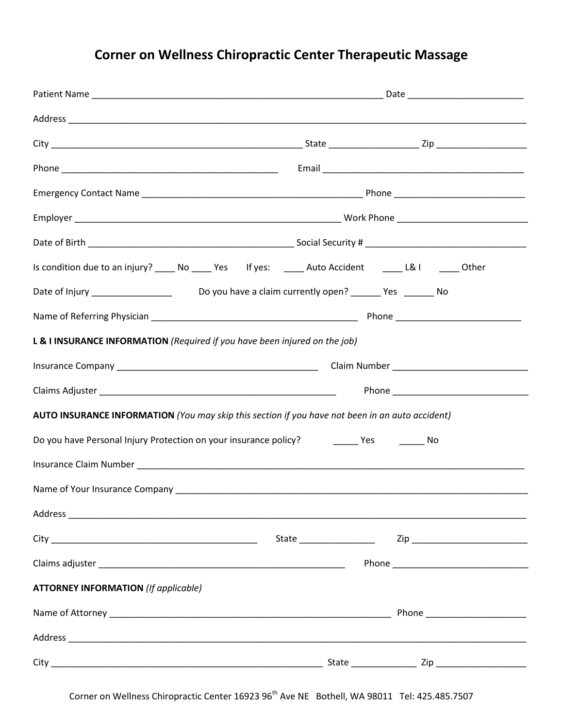# Corner on Wellness Chiropractic Center Therapeutic Massage

Patient Name ____________________________________________________________ Date _______________________

Address ______________________________________________________________________________________________

City ___________________________________________________ State _________________ Zip _________________

Phone ____________________________________________ Email _________________________________________

Emergency Contact Name _____________________________________________ Phone __________________________

Employer ______________________________________________________ Work Phone __________________________

Date of Birth __________________________________________ Social Security # _________________________________

Is condition due to an injury? ____ No ____ Yes If yes: ____ Auto Accident ____ L& I ____ Other

Date of Injury ________________ Do you have a claim currently open? ______ Yes ______ No

Name of Referring Physician __________________________________________ Phone _________________________

**L & I INSURANCE INFORMATION** *(Required if you have been injured on the job)*

Insurance Company _________________________________________ Claim Number ___________________________

Claims Adjuster __________________________________________________ Phone ___________________________

**AUTO INSURANCE INFORMATION** *(You may skip this section if you have not been in an auto accident)*

Do you have Personal Injury Protection on your insurance policy? _____ Yes _____ No

Insurance Claim Number ________________________________________________________________________________

Name of Your Insurance Company ___________________________________________________________________________

Address ______________________________________________________________________________________________

City __________________________________________ State _______________ Zip ________________________

Claims adjuster __________________________________________________ Phone ___________________________

**ATTORNEY INFORMATION** *(If applicable)*

Name of Attorney __________________________________________________________ Phone ___________________

Address ______________________________________________________________________________________________

City _________________________________________________________ State _____________ Zip __________________

Corner on Wellness Chiropractic Center 16923 96th Ave NE Bothell, WA 98011 Tel: 425.485.7507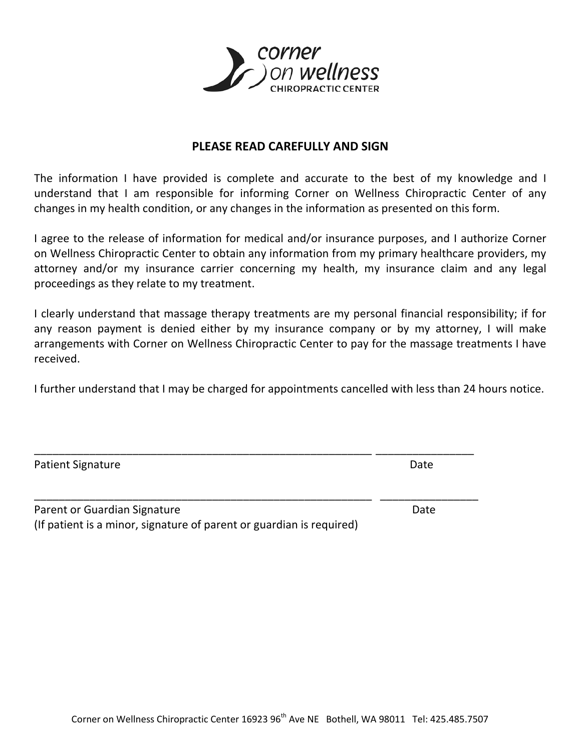corner on wellness
CHIROPRACTIC CENTER

## PLEASE READ CAREFULLY AND SIGN

The information I have provided is complete and accurate to the best of my knowledge and I understand that I am responsible for informing Corner on Wellness Chiropractic Center of any changes in my health condition, or any changes in the information as presented on this form.

I agree to the release of information for medical and/or insurance purposes, and I authorize Corner on Wellness Chiropractic Center to obtain any information from my primary healthcare providers, my attorney and/or my insurance carrier concerning my health, my insurance claim and any legal proceedings as they relate to my treatment.

I clearly understand that massage therapy treatments are my personal financial responsibility; if for any reason payment is denied either by my insurance company or by my attorney, I will make arrangements with Corner on Wellness Chiropractic Center to pay for the massage treatments I have received.

I further understand that I may be charged for appointments cancelled with less than 24 hours notice.

\_\_\_\_\_\_\_\_\_\_\_\_\_\_\_\_\_\_\_\_\_\_\_\_\_\_\_\_\_\_\_\_\_\_\_\_\_\_\_\_\_\_\_\_\_\_\_\_\_\_\_\_\_\_\_\_ \_\_\_\_\_\_\_\_\_\_\_\_\_\_\_\_
Patient Signature Date

\_\_\_\_\_\_\_\_\_\_\_\_\_\_\_\_\_\_\_\_\_\_\_\_\_\_\_\_\_\_\_\_\_\_\_\_\_\_\_\_\_\_\_\_\_\_\_\_\_\_\_\_\_\_\_\_ \_\_\_\_\_\_\_\_\_\_\_\_\_\_\_\_
Parent or Guardian Signature Date
(If patient is a minor, signature of parent or guardian is required)

Corner on Wellness Chiropractic Center 16923 96th Ave NE Bothell, WA 98011 Tel: 425.485.7507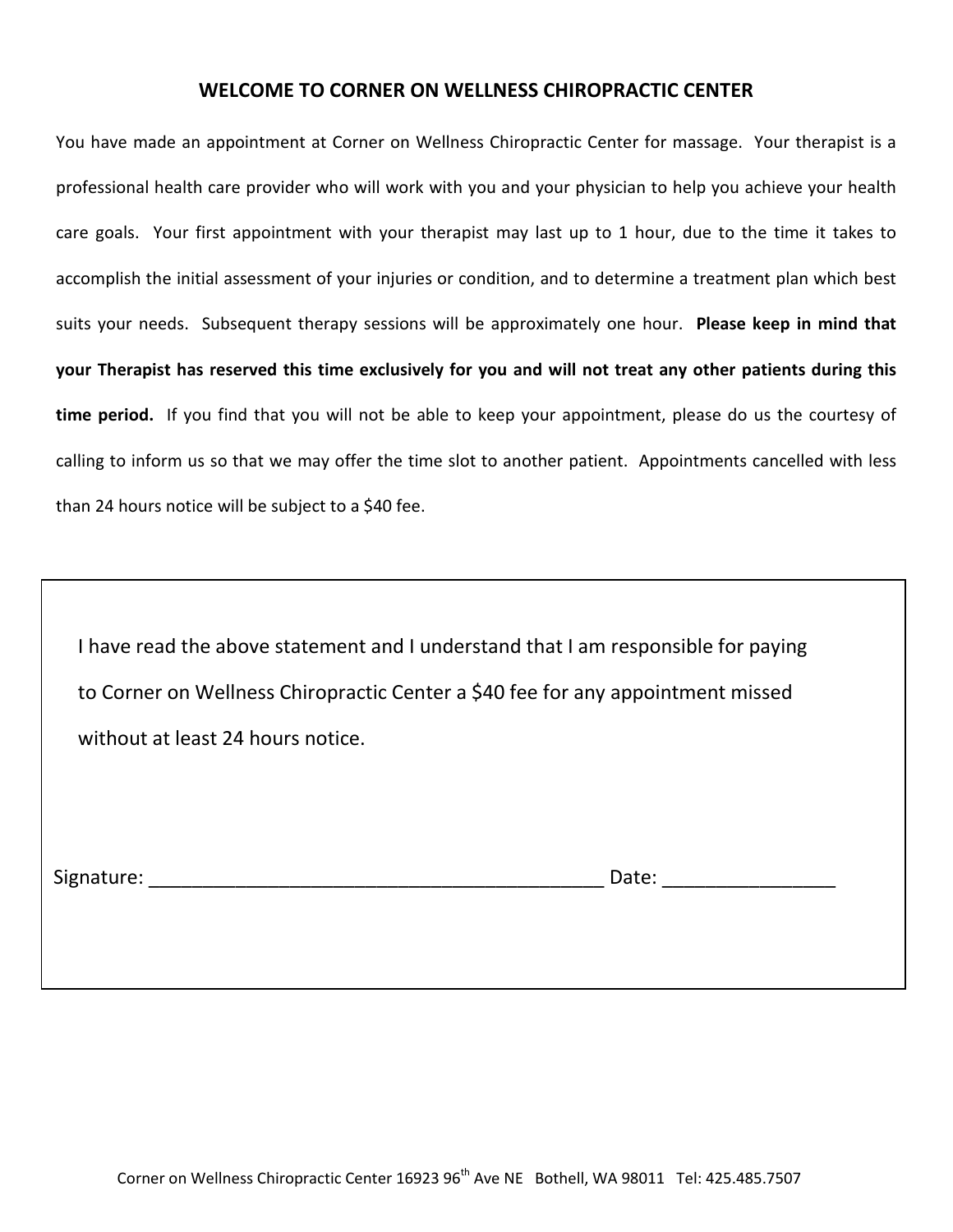# WELCOME TO CORNER ON WELLNESS CHIROPRACTIC CENTER

You have made an appointment at Corner on Wellness Chiropractic Center for massage. Your therapist is a professional health care provider who will work with you and your physician to help you achieve your health care goals. Your first appointment with your therapist may last up to 1 hour, due to the time it takes to accomplish the initial assessment of your injuries or condition, and to determine a treatment plan which best suits your needs. Subsequent therapy sessions will be approximately one hour. **Please keep in mind that your Therapist has reserved this time exclusively for you and will not treat any other patients during this time period.** If you find that you will not be able to keep your appointment, please do us the courtesy of calling to inform us so that we may offer the time slot to another patient. Appointments cancelled with less than 24 hours notice will be subject to a $40 fee.

I have read the above statement and I understand that I am responsible for paying to Corner on Wellness Chiropractic Center a $40 fee for any appointment missed without at least 24 hours notice.

Signature: ____________________________________________ Date: ________________

Corner on Wellness Chiropractic Center 16923 96th Ave NE Bothell, WA 98011 Tel: 425.485.7507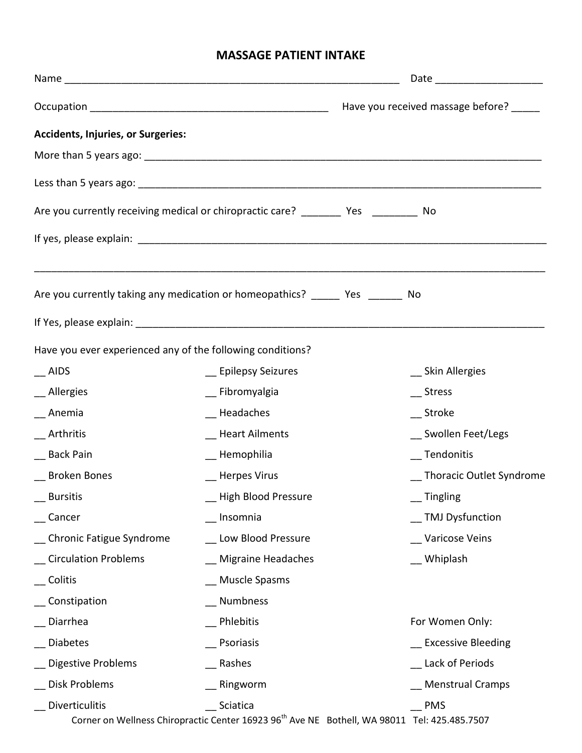# MASSAGE PATIENT INTAKE

Name ___________________________________________________________ Date __________________

Occupation ________________________________________ Have you received massage before? _____

**Accidents, Injuries, or Surgeries:**

More than 5 years ago: ______________________________________________________________________

Less than 5 years ago: ______________________________________________________________________

Are you currently receiving medical or chiropractic care? _______ Yes ________ No

If yes, please explain: ______________________________________________________________________

_____________________________________________________________________________________________

Are you currently taking any medication or homeopathics? _____ Yes ______ No

If Yes, please explain: ______________________________________________________________________

Have you ever experienced any of the following conditions?

__ AIDS

__ Allergies

__ Anemia

__ Arthritis

__ Back Pain

__ Broken Bones

__ Bursitis

__ Cancer

__ Chronic Fatigue Syndrome

__ Circulation Problems

__ Colitis

__ Constipation

__ Diarrhea

__ Diabetes

__ Digestive Problems

__ Disk Problems

__ Diverticulitis

__ Epilepsy Seizures

__ Fibromyalgia

__ Headaches

__ Heart Ailments

__ Hemophilia

__ Herpes Virus

__ High Blood Pressure

__ Insomnia

__ Low Blood Pressure

__ Migraine Headaches

__ Muscle Spasms

__ Numbness

__ Phlebitis

__ Psoriasis

__ Rashes

__ Ringworm

__ Sciatica

__ Skin Allergies

__ Stress

__ Stroke

__ Swollen Feet/Legs

__ Tendonitis

__ Thoracic Outlet Syndrome

__ Tingling

__ TMJ Dysfunction

__ Varicose Veins

__ Whiplash

For Women Only:

__ Excessive Bleeding

__ Lack of Periods

__ Menstrual Cramps

__ PMS

Corner on Wellness Chiropractic Center 16923 96th Ave NE Bothell, WA 98011 Tel: 425.485.7507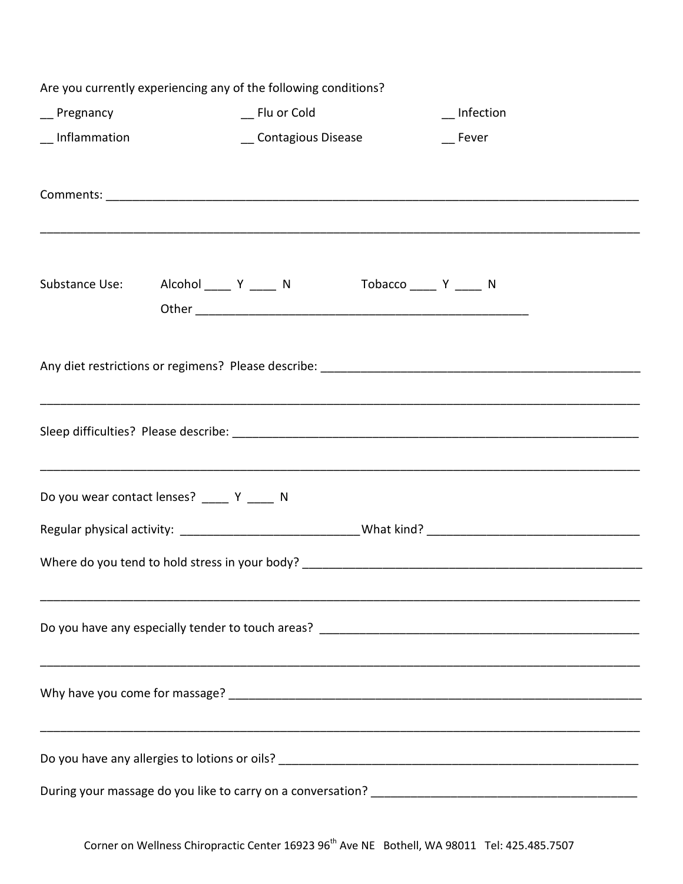Are you currently experiencing any of the following conditions?

__ Pregnancy __ Flu or Cold __ Infection

__ Inflammation __ Contagious Disease __ Fever

Comments: ________________________________________________________________________________

__________________________________________________________________________________________

Substance Use: Alcohol ____ Y ____ N Tobacco ____ Y ____ N

Other ____________________________________________________

Any diet restrictions or regimens? Please describe: ________________________________________________

__________________________________________________________________________________________

Sleep difficulties? Please describe: _______________________________________________________________

__________________________________________________________________________________________

Do you wear contact lenses? ____ Y ____ N

Regular physical activity: ___________________________ What kind? ________________________________

Where do you tend to hold stress in your body? ____________________________________________________

__________________________________________________________________________________________

Do you have any especially tender to touch areas? _________________________________________________

__________________________________________________________________________________________

Why have you come for massage? _______________________________________________________________

__________________________________________________________________________________________

Do you have any allergies to lotions or oils? _______________________________________________________

During your massage do you like to carry on a conversation? _________________________________________

Corner on Wellness Chiropractic Center 16923 96th Ave NE Bothell, WA 98011 Tel: 425.485.7507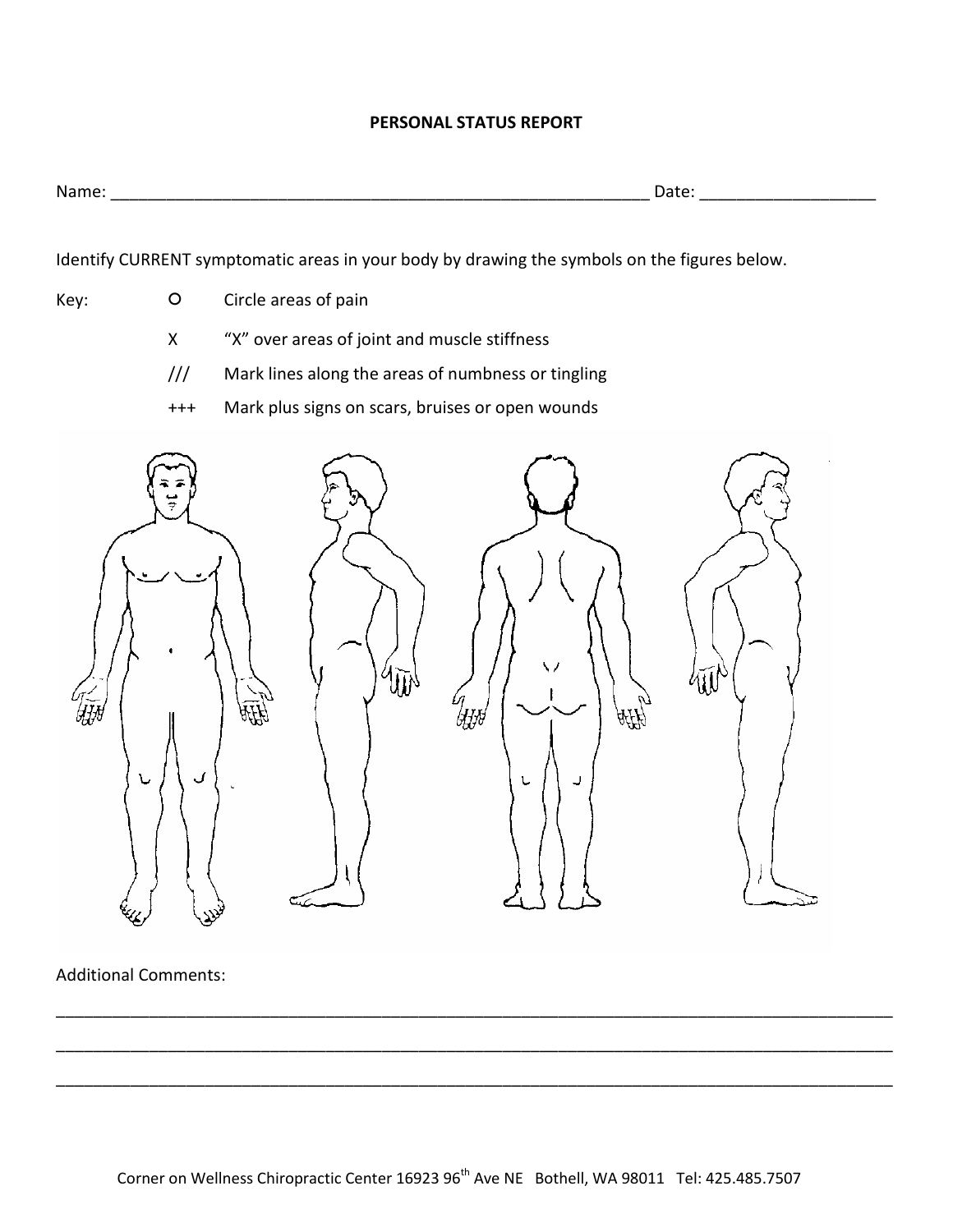**PERSONAL STATUS REPORT**

Name: ______________________________________________________________ Date: ___________________

Identify CURRENT symptomatic areas in your body by drawing the symbols on the figures below.

Key:

| Symbol | Meaning |
|---|---|
| O | Circle areas of pain |
| X | "X" over areas of joint and muscle stiffness |
| /// | Mark lines along the areas of numbness or tingling |
| +++ | Mark plus signs on scars, bruises or open wounds |

Additional Comments:

_______________________________________________________________________________________________

_______________________________________________________________________________________________

_______________________________________________________________________________________________

Corner on Wellness Chiropractic Center 16923 96th Ave NE Bothell, WA 98011 Tel: 425.485.7507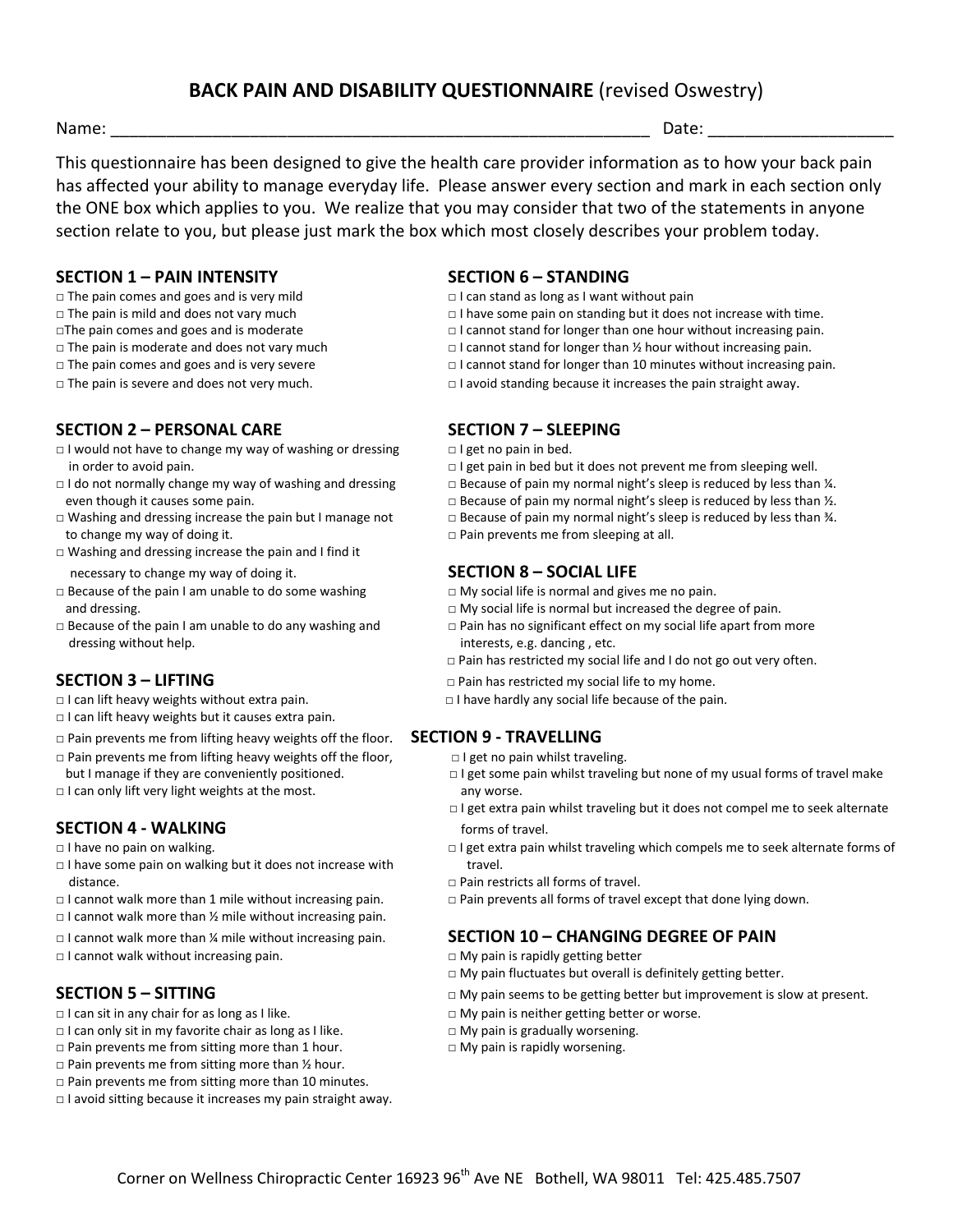# BACK PAIN AND DISABILITY QUESTIONNAIRE (revised Oswestry)

Name: ______________________________________________________________ Date: ____________________

This questionnaire has been designed to give the health care provider information as to how your back pain has affected your ability to manage everyday life. Please answer every section and mark in each section only the ONE box which applies to you. We realize that you may consider that two of the statements in anyone section relate to you, but please just mark the box which most closely describes your problem today.

## SECTION 1 – PAIN INTENSITY

□ The pain comes and goes and is very mild
□ The pain is mild and does not vary much
□The pain comes and goes and is moderate
□ The pain is moderate and does not vary much
□ The pain comes and goes and is very severe
□ The pain is severe and does not very much.

## SECTION 2 – PERSONAL CARE

□ I would not have to change my way of washing or dressing in order to avoid pain.
□ I do not normally change my way of washing and dressing even though it causes some pain.
□ Washing and dressing increase the pain but I manage not to change my way of doing it.
□ Washing and dressing increase the pain and I find it necessary to change my way of doing it.
□ Because of the pain I am unable to do some washing and dressing.
□ Because of the pain I am unable to do any washing and dressing without help.

## SECTION 3 – LIFTING

□ I can lift heavy weights without extra pain.
□ I can lift heavy weights but it causes extra pain.
□ Pain prevents me from lifting heavy weights off the floor.
□ Pain prevents me from lifting heavy weights off the floor, but I manage if they are conveniently positioned.
□ I can only lift very light weights at the most.

## SECTION 4 - WALKING

□ I have no pain on walking.
□ I have some pain on walking but it does not increase with distance.
□ I cannot walk more than 1 mile without increasing pain.
□ I cannot walk more than ½ mile without increasing pain.
□ I cannot walk more than ¼ mile without increasing pain.
□ I cannot walk without increasing pain.

## SECTION 5 – SITTING

□ I can sit in any chair for as long as I like.
□ I can only sit in my favorite chair as long as I like.
□ Pain prevents me from sitting more than 1 hour.
□ Pain prevents me from sitting more than ½ hour.
□ Pain prevents me from sitting more than 10 minutes.
□ I avoid sitting because it increases my pain straight away.

## SECTION 6 – STANDING

□ I can stand as long as I want without pain
□ I have some pain on standing but it does not increase with time.
□ I cannot stand for longer than one hour without increasing pain.
□ I cannot stand for longer than ½ hour without increasing pain.
□ I cannot stand for longer than 10 minutes without increasing pain.
□ I avoid standing because it increases the pain straight away.

## SECTION 7 – SLEEPING

□ I get no pain in bed.
□ I get pain in bed but it does not prevent me from sleeping well.
□ Because of pain my normal night's sleep is reduced by less than ¼.
□ Because of pain my normal night's sleep is reduced by less than ½.
□ Because of pain my normal night's sleep is reduced by less than ¾.
□ Pain prevents me from sleeping at all.

## SECTION 8 – SOCIAL LIFE

□ My social life is normal and gives me no pain.
□ My social life is normal but increased the degree of pain.
□ Pain has no significant effect on my social life apart from more interests, e.g. dancing , etc.
□ Pain has restricted my social life and I do not go out very often.
□ Pain has restricted my social life to my home.
□ I have hardly any social life because of the pain.

## SECTION 9 - TRAVELLING

□ I get no pain whilst traveling.
□ I get some pain whilst traveling but none of my usual forms of travel make any worse.
□ I get extra pain whilst traveling but it does not compel me to seek alternate forms of travel.
□ I get extra pain whilst traveling which compels me to seek alternate forms of travel.
□ Pain restricts all forms of travel.
□ Pain prevents all forms of travel except that done lying down.

## SECTION 10 – CHANGING DEGREE OF PAIN

□ My pain is rapidly getting better
□ My pain fluctuates but overall is definitely getting better.
□ My pain seems to be getting better but improvement is slow at present.
□ My pain is neither getting better or worse.
□ My pain is gradually worsening.
□ My pain is rapidly worsening.

Corner on Wellness Chiropractic Center 16923 96th Ave NE Bothell, WA 98011 Tel: 425.485.7507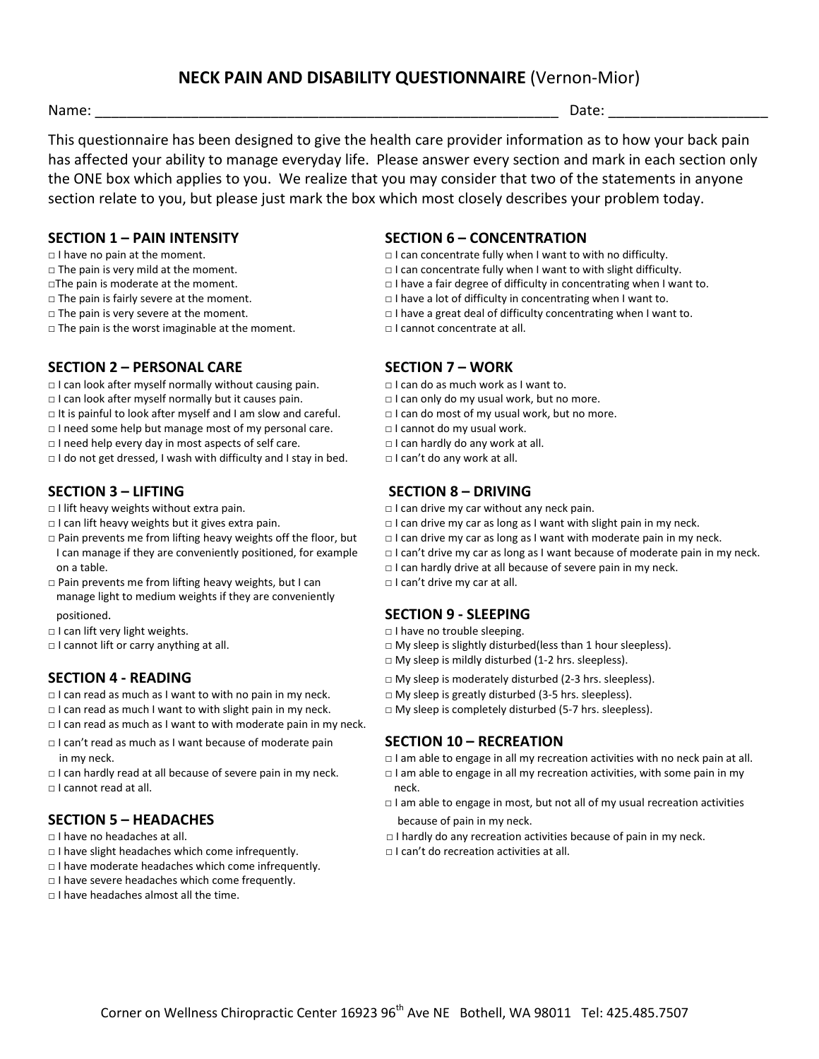# NECK PAIN AND DISABILITY QUESTIONNAIRE (Vernon-Mior)

Name: ______________________________________________________________ Date: ____________________

This questionnaire has been designed to give the health care provider information as to how your back pain has affected your ability to manage everyday life. Please answer every section and mark in each section only the ONE box which applies to you. We realize that you may consider that two of the statements in anyone section relate to you, but please just mark the box which most closely describes your problem today.

### SECTION 1 – PAIN INTENSITY

□ I have no pain at the moment.
□ The pain is very mild at the moment.
□The pain is moderate at the moment.
□ The pain is fairly severe at the moment.
□ The pain is very severe at the moment.
□ The pain is the worst imaginable at the moment.

### SECTION 2 – PERSONAL CARE

□ I can look after myself normally without causing pain.
□ I can look after myself normally but it causes pain.
□ It is painful to look after myself and I am slow and careful.
□ I need some help but manage most of my personal care.
□ I need help every day in most aspects of self care.
□ I do not get dressed, I wash with difficulty and I stay in bed.

### SECTION 3 – LIFTING

□ I lift heavy weights without extra pain.
□ I can lift heavy weights but it gives extra pain.
□ Pain prevents me from lifting heavy weights off the floor, but I can manage if they are conveniently positioned, for example on a table.
□ Pain prevents me from lifting heavy weights, but I can manage light to medium weights if they are conveniently positioned.
□ I can lift very light weights.
□ I cannot lift or carry anything at all.

### SECTION 4 - READING

□ I can read as much as I want to with no pain in my neck.
□ I can read as much I want to with slight pain in my neck.
□ I can read as much as I want to with moderate pain in my neck.
□ I can't read as much as I want because of moderate pain in my neck.
□ I can hardly read at all because of severe pain in my neck.
□ I cannot read at all.

### SECTION 5 – HEADACHES

□ I have no headaches at all.
□ I have slight headaches which come infrequently.
□ I have moderate headaches which come infrequently.
□ I have severe headaches which come frequently.
□ I have headaches almost all the time.

### SECTION 6 – CONCENTRATION

□ I can concentrate fully when I want to with no difficulty.
□ I can concentrate fully when I want to with slight difficulty.
□ I have a fair degree of difficulty in concentrating when I want to.
□ I have a lot of difficulty in concentrating when I want to.
□ I have a great deal of difficulty concentrating when I want to.
□ I cannot concentrate at all.

### SECTION 7 – WORK

□ I can do as much work as I want to.
□ I can only do my usual work, but no more.
□ I can do most of my usual work, but no more.
□ I cannot do my usual work.
□ I can hardly do any work at all.
□ I can't do any work at all.

### SECTION 8 – DRIVING

□ I can drive my car without any neck pain.
□ I can drive my car as long as I want with slight pain in my neck.
□ I can drive my car as long as I want with moderate pain in my neck.
□ I can't drive my car as long as I want because of moderate pain in my neck.
□ I can hardly drive at all because of severe pain in my neck.
□ I can't drive my car at all.

### SECTION 9 - SLEEPING

□ I have no trouble sleeping.
□ My sleep is slightly disturbed(less than 1 hour sleepless).
□ My sleep is mildly disturbed (1-2 hrs. sleepless).
□ My sleep is moderately disturbed (2-3 hrs. sleepless).
□ My sleep is greatly disturbed (3-5 hrs. sleepless).
□ My sleep is completely disturbed (5-7 hrs. sleepless).

### SECTION 10 – RECREATION

□ I am able to engage in all my recreation activities with no neck pain at all.
□ I am able to engage in all my recreation activities, with some pain in my neck.
□ I am able to engage in most, but not all of my usual recreation activities because of pain in my neck.
□ I hardly do any recreation activities because of pain in my neck.
□ I can't do recreation activities at all.

Corner on Wellness Chiropractic Center 16923 96th Ave NE Bothell, WA 98011 Tel: 425.485.7507